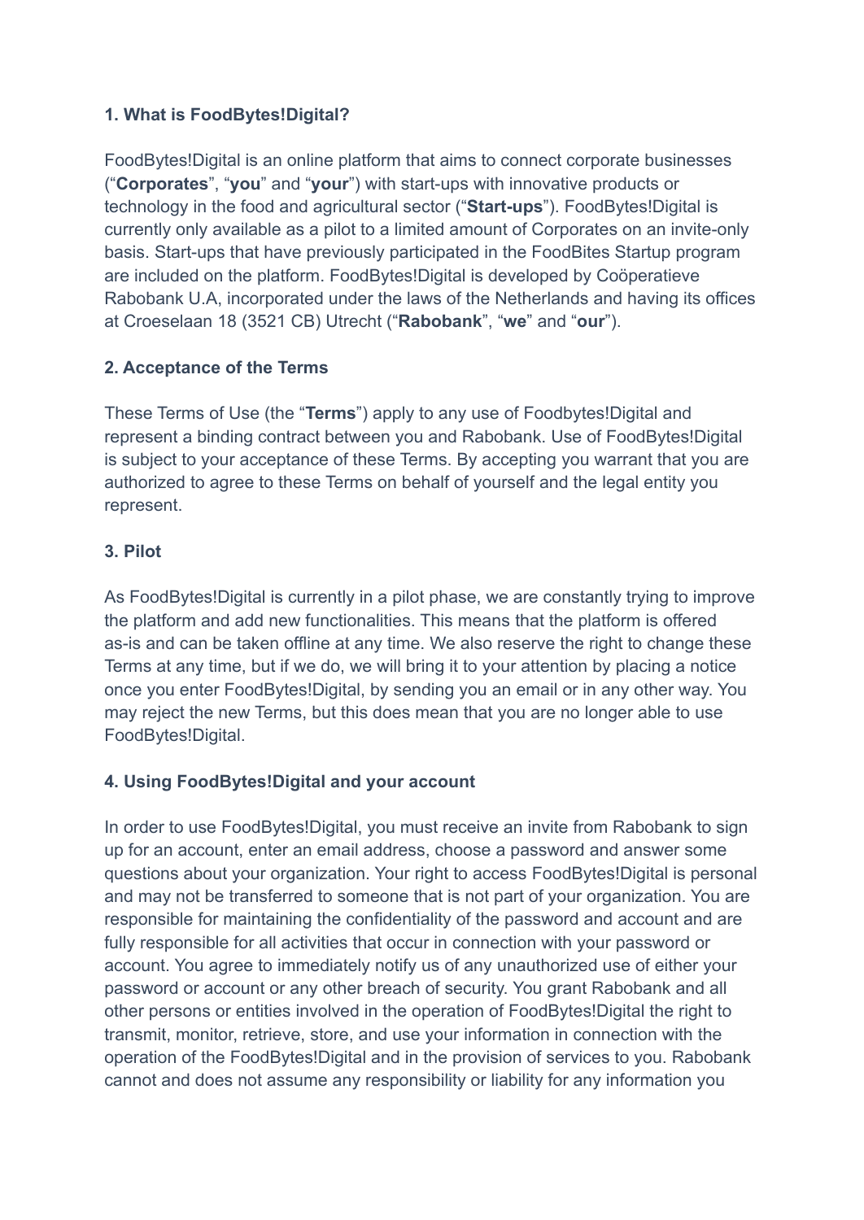### 1. What is FoodBytes!Digital?

FoodBytes!Digital is an online platform that aims to connect corporate businesses ("**Corporates**", "**you**" and "**your**") with start-ups with innovative products or technology in the food and agricultural sector ("**Start-ups**"). FoodBytes!Digital is currently only available as a pilot to a limited amount of Corporates on an invite-only basis. Start-ups that have previously participated in the FoodBites Startup program are included on the platform. FoodBytes!Digital is developed by Coöperatieve Rabobank U.A, incorporated under the laws of the Netherlands and having its offices at Croeselaan 18 (3521 CB) Utrecht ("**Rabobank**", "**we**" and "**our**").

### 2. Acceptance of the Terms

These Terms of Use (the "**Terms**") apply to any use of Foodbytes!Digital and represent a binding contract between you and Rabobank. Use of FoodBytes!Digital is subject to your acceptance of these Terms. By accepting you warrant that you are authorized to agree to these Terms on behalf of yourself and the legal entity you represent.

### 3. Pilot

As FoodBytes!Digital is currently in a pilot phase, we are constantly trying to improve the platform and add new functionalities. This means that the platform is offered as-is and can be taken offline at any time. We also reserve the right to change these Terms at any time, but if we do, we will bring it to your attention by placing a notice once you enter FoodBytes!Digital, by sending you an email or in any other way. You may reject the new Terms, but this does mean that you are no longer able to use FoodBytes!Digital.

### 4. Using FoodBytes!Digital and your account

In order to use FoodBytes!Digital, you must receive an invite from Rabobank to sign up for an account, enter an email address, choose a password and answer some questions about your organization. Your right to access FoodBytes!Digital is personal and may not be transferred to someone that is not part of your organization. You are responsible for maintaining the confidentiality of the password and account and are fully responsible for all activities that occur in connection with your password or account. You agree to immediately notify us of any unauthorized use of either your password or account or any other breach of security. You grant Rabobank and all other persons or entities involved in the operation of FoodBytes!Digital the right to transmit, monitor, retrieve, store, and use your information in connection with the operation of the FoodBytes!Digital and in the provision of services to you. Rabobank cannot and does not assume any responsibility or liability for any information you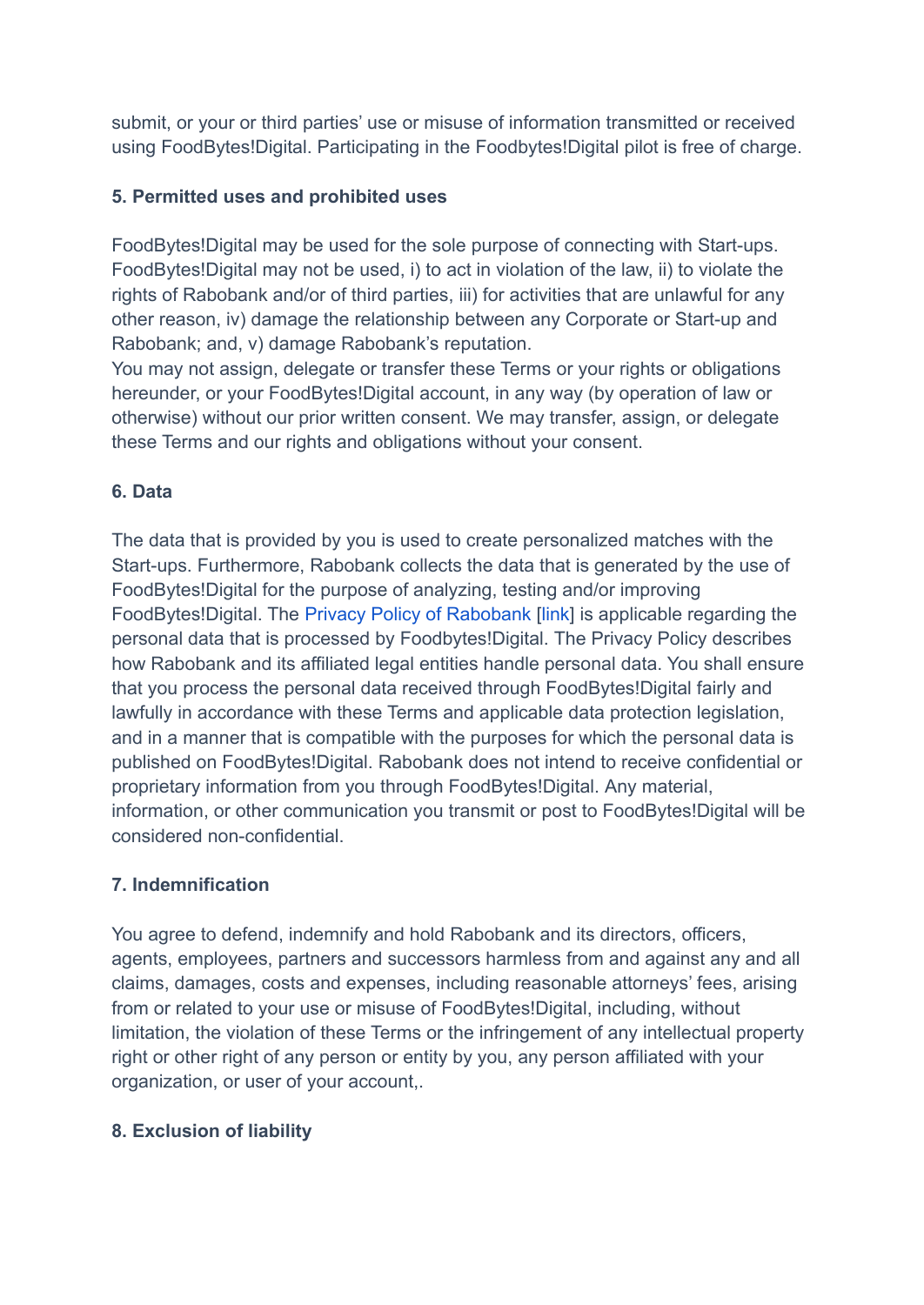submit, or your or third parties' use or misuse of information transmitted or received using FoodBytes!Digital. Participating in the Foodbytes!Digital pilot is free of charge.

**5. Permitted uses and prohibited uses**

FoodBytes!Digital may be used for the sole purpose of connecting with Start-ups. FoodBytes!Digital may not be used, i) to act in violation of the law, ii) to violate the rights of Rabobank and/or of third parties, iii) for activities that are unlawful for any other reason, iv) damage the relationship between any Corporate or Start-up and Rabobank; and, v) damage Rabobank's reputation.
You may not assign, delegate or transfer these Terms or your rights or obligations hereunder, or your FoodBytes!Digital account, in any way (by operation of law or otherwise) without our prior written consent. We may transfer, assign, or delegate these Terms and our rights and obligations without your consent.

**6. Data**

The data that is provided by you is used to create personalized matches with the Start-ups. Furthermore, Rabobank collects the data that is generated by the use of FoodBytes!Digital for the purpose of analyzing, testing and/or improving FoodBytes!Digital. The Privacy Policy of Rabobank [link] is applicable regarding the personal data that is processed by Foodbytes!Digital. The Privacy Policy describes how Rabobank and its affiliated legal entities handle personal data. You shall ensure that you process the personal data received through FoodBytes!Digital fairly and lawfully in accordance with these Terms and applicable data protection legislation, and in a manner that is compatible with the purposes for which the personal data is published on FoodBytes!Digital. Rabobank does not intend to receive confidential or proprietary information from you through FoodBytes!Digital. Any material, information, or other communication you transmit or post to FoodBytes!Digital will be considered non-confidential.

**7. Indemnification**

You agree to defend, indemnify and hold Rabobank and its directors, officers, agents, employees, partners and successors harmless from and against any and all claims, damages, costs and expenses, including reasonable attorneys' fees, arising from or related to your use or misuse of FoodBytes!Digital, including, without limitation, the violation of these Terms or the infringement of any intellectual property right or other right of any person or entity by you, any person affiliated with your organization, or user of your account,.

**8. Exclusion of liability**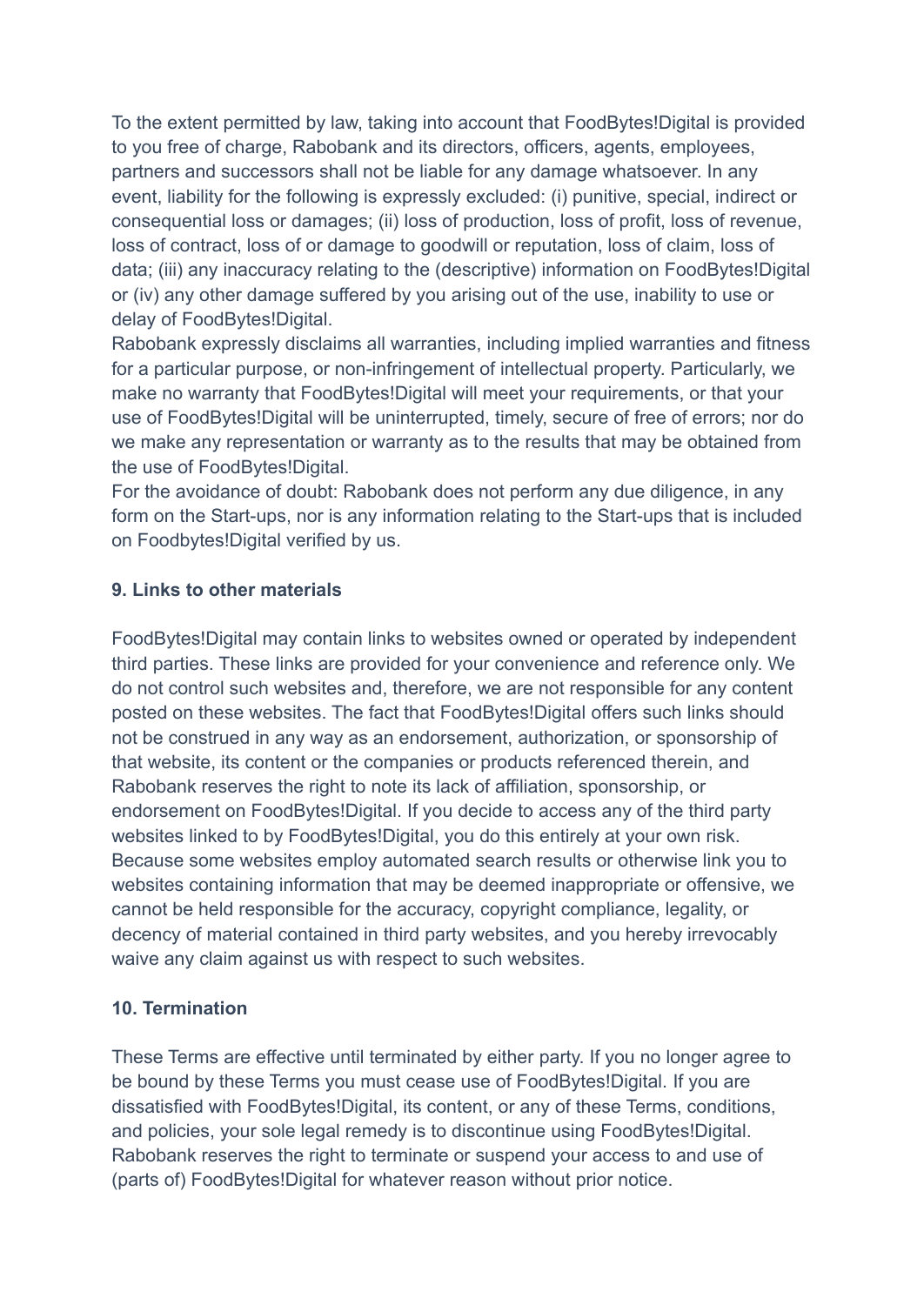To the extent permitted by law, taking into account that FoodBytes!Digital is provided to you free of charge, Rabobank and its directors, officers, agents, employees, partners and successors shall not be liable for any damage whatsoever. In any event, liability for the following is expressly excluded: (i) punitive, special, indirect or consequential loss or damages; (ii) loss of production, loss of profit, loss of revenue, loss of contract, loss of or damage to goodwill or reputation, loss of claim, loss of data; (iii) any inaccuracy relating to the (descriptive) information on FoodBytes!Digital or (iv) any other damage suffered by you arising out of the use, inability to use or delay of FoodBytes!Digital.

Rabobank expressly disclaims all warranties, including implied warranties and fitness for a particular purpose, or non-infringement of intellectual property. Particularly, we make no warranty that FoodBytes!Digital will meet your requirements, or that your use of FoodBytes!Digital will be uninterrupted, timely, secure of free of errors; nor do we make any representation or warranty as to the results that may be obtained from the use of FoodBytes!Digital.

For the avoidance of doubt: Rabobank does not perform any due diligence, in any form on the Start-ups, nor is any information relating to the Start-ups that is included on Foodbytes!Digital verified by us.

**9. Links to other materials**

FoodBytes!Digital may contain links to websites owned or operated by independent third parties. These links are provided for your convenience and reference only. We do not control such websites and, therefore, we are not responsible for any content posted on these websites. The fact that FoodBytes!Digital offers such links should not be construed in any way as an endorsement, authorization, or sponsorship of that website, its content or the companies or products referenced therein, and Rabobank reserves the right to note its lack of affiliation, sponsorship, or endorsement on FoodBytes!Digital. If you decide to access any of the third party websites linked to by FoodBytes!Digital, you do this entirely at your own risk. Because some websites employ automated search results or otherwise link you to websites containing information that may be deemed inappropriate or offensive, we cannot be held responsible for the accuracy, copyright compliance, legality, or decency of material contained in third party websites, and you hereby irrevocably waive any claim against us with respect to such websites.

**10. Termination**

These Terms are effective until terminated by either party. If you no longer agree to be bound by these Terms you must cease use of FoodBytes!Digital. If you are dissatisfied with FoodBytes!Digital, its content, or any of these Terms, conditions, and policies, your sole legal remedy is to discontinue using FoodBytes!Digital. Rabobank reserves the right to terminate or suspend your access to and use of (parts of) FoodBytes!Digital for whatever reason without prior notice.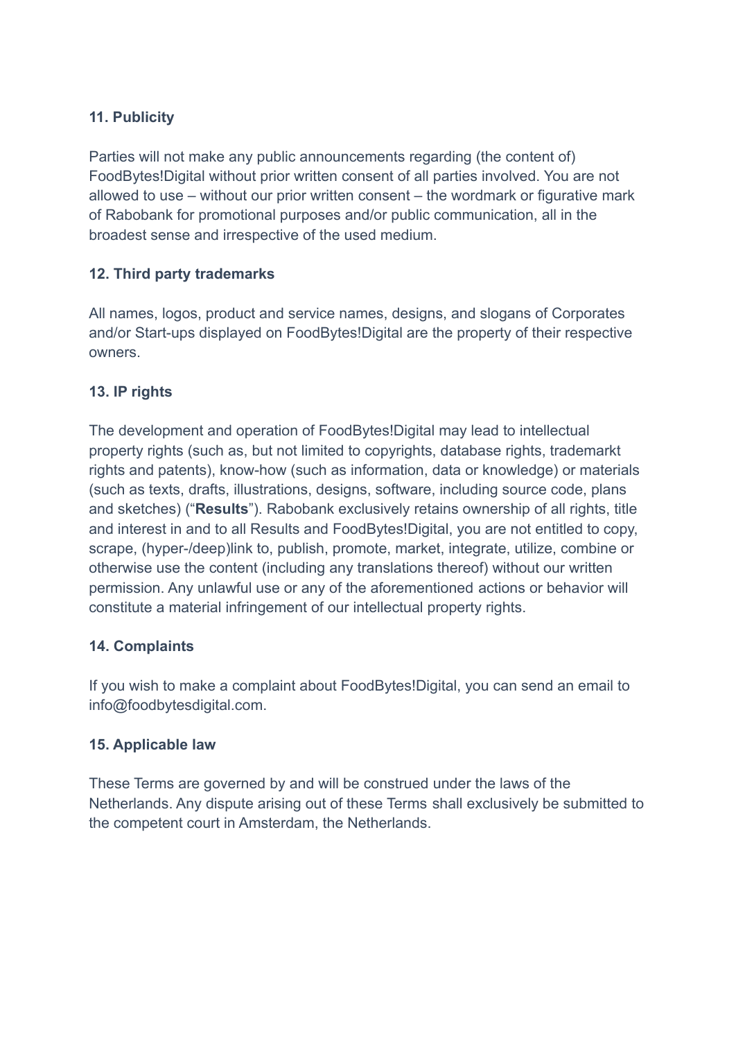**11. Publicity**

Parties will not make any public announcements regarding (the content of) FoodBytes!Digital without prior written consent of all parties involved. You are not allowed to use – without our prior written consent – the wordmark or figurative mark of Rabobank for promotional purposes and/or public communication, all in the broadest sense and irrespective of the used medium.

**12. Third party trademarks**

All names, logos, product and service names, designs, and slogans of Corporates and/or Start-ups displayed on FoodBytes!Digital are the property of their respective owners.

**13. IP rights**

The development and operation of FoodBytes!Digital may lead to intellectual property rights (such as, but not limited to copyrights, database rights, trademarkt rights and patents), know-how (such as information, data or knowledge) or materials (such as texts, drafts, illustrations, designs, software, including source code, plans and sketches) ("**Results**"). Rabobank exclusively retains ownership of all rights, title and interest in and to all Results and FoodBytes!Digital, you are not entitled to copy, scrape, (hyper-/deep)link to, publish, promote, market, integrate, utilize, combine or otherwise use the content (including any translations thereof) without our written permission. Any unlawful use or any of the aforementioned actions or behavior will constitute a material infringement of our intellectual property rights.

**14. Complaints**

If you wish to make a complaint about FoodBytes!Digital, you can send an email to info@foodbytesdigital.com.

**15. Applicable law**

These Terms are governed by and will be construed under the laws of the Netherlands. Any dispute arising out of these Terms shall exclusively be submitted to the competent court in Amsterdam, the Netherlands.